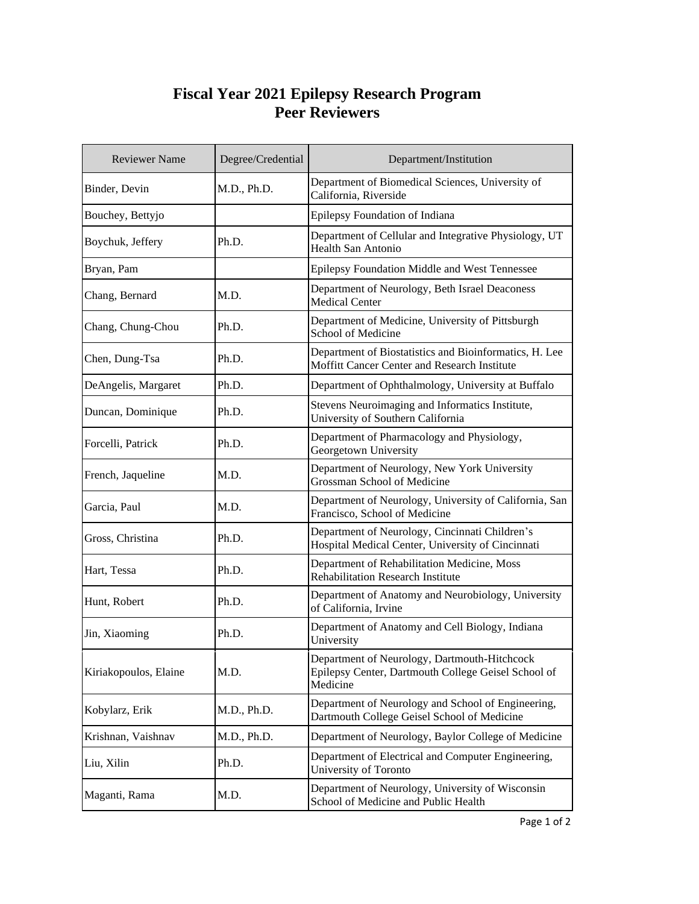# Fiscal Year 2021 Epilepsy Research Program
# Peer Reviewers

| Reviewer Name | Degree/Credential | Department/Institution |
|---|---|---|
| Binder, Devin | M.D., Ph.D. | Department of Biomedical Sciences, University of California, Riverside |
| Bouchey, Bettyjo | | Epilepsy Foundation of Indiana |
| Boychuk, Jeffery | Ph.D. | Department of Cellular and Integrative Physiology, UT Health San Antonio |
| Bryan, Pam | | Epilepsy Foundation Middle and West Tennessee |
| Chang, Bernard | M.D. | Department of Neurology, Beth Israel Deaconess Medical Center |
| Chang, Chung-Chou | Ph.D. | Department of Medicine, University of Pittsburgh School of Medicine |
| Chen, Dung-Tsa | Ph.D. | Department of Biostatistics and Bioinformatics, H. Lee Moffitt Cancer Center and Research Institute |
| DeAngelis, Margaret | Ph.D. | Department of Ophthalmology, University at Buffalo |
| Duncan, Dominique | Ph.D. | Stevens Neuroimaging and Informatics Institute, University of Southern California |
| Forcelli, Patrick | Ph.D. | Department of Pharmacology and Physiology, Georgetown University |
| French, Jaqueline | M.D. | Department of Neurology, New York University Grossman School of Medicine |
| Garcia, Paul | M.D. | Department of Neurology, University of California, San Francisco, School of Medicine |
| Gross, Christina | Ph.D. | Department of Neurology, Cincinnati Children's Hospital Medical Center, University of Cincinnati |
| Hart, Tessa | Ph.D. | Department of Rehabilitation Medicine, Moss Rehabilitation Research Institute |
| Hunt, Robert | Ph.D. | Department of Anatomy and Neurobiology, University of California, Irvine |
| Jin, Xiaoming | Ph.D. | Department of Anatomy and Cell Biology, Indiana University |
| Kiriakopoulos, Elaine | M.D. | Department of Neurology, Dartmouth-Hitchcock Epilepsy Center, Dartmouth College Geisel School of Medicine |
| Kobylarz, Erik | M.D., Ph.D. | Department of Neurology and School of Engineering, Dartmouth College Geisel School of Medicine |
| Krishnan, Vaishnav | M.D., Ph.D. | Department of Neurology, Baylor College of Medicine |
| Liu, Xilin | Ph.D. | Department of Electrical and Computer Engineering, University of Toronto |
| Maganti, Rama | M.D. | Department of Neurology, University of Wisconsin School of Medicine and Public Health |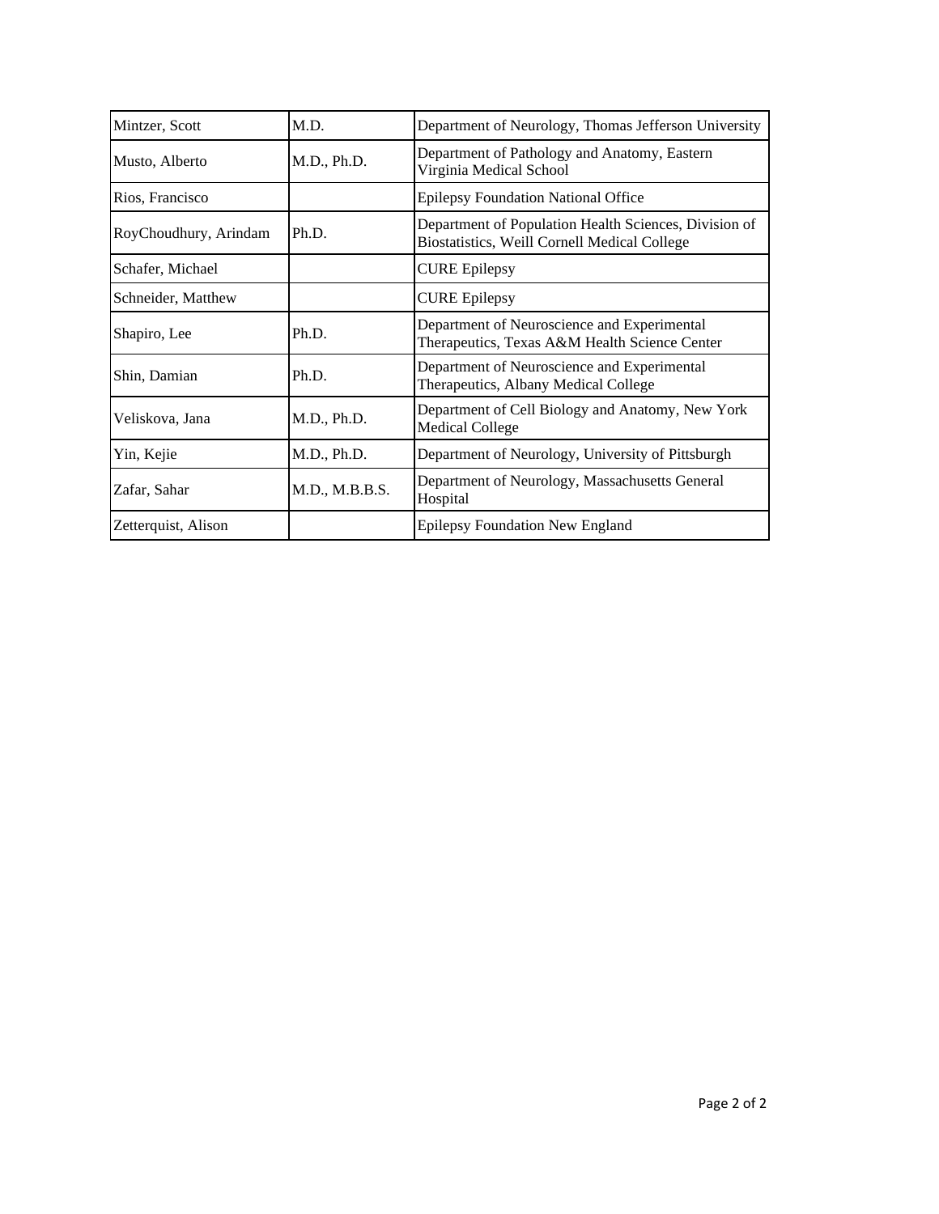| | | |
|---|---|---|
| Mintzer, Scott | M.D. | Department of Neurology, Thomas Jefferson University |
| Musto, Alberto | M.D., Ph.D. | Department of Pathology and Anatomy, Eastern Virginia Medical School |
| Rios, Francisco | | Epilepsy Foundation National Office |
| RoyChoudhury, Arindam | Ph.D. | Department of Population Health Sciences, Division of Biostatistics, Weill Cornell Medical College |
| Schafer, Michael | | CURE Epilepsy |
| Schneider, Matthew | | CURE Epilepsy |
| Shapiro, Lee | Ph.D. | Department of Neuroscience and Experimental Therapeutics, Texas A&M Health Science Center |
| Shin, Damian | Ph.D. | Department of Neuroscience and Experimental Therapeutics, Albany Medical College |
| Veliskova, Jana | M.D., Ph.D. | Department of Cell Biology and Anatomy, New York Medical College |
| Yin, Kejie | M.D., Ph.D. | Department of Neurology, University of Pittsburgh |
| Zafar, Sahar | M.D., M.B.B.S. | Department of Neurology, Massachusetts General Hospital |
| Zetterquist, Alison | | Epilepsy Foundation New England |